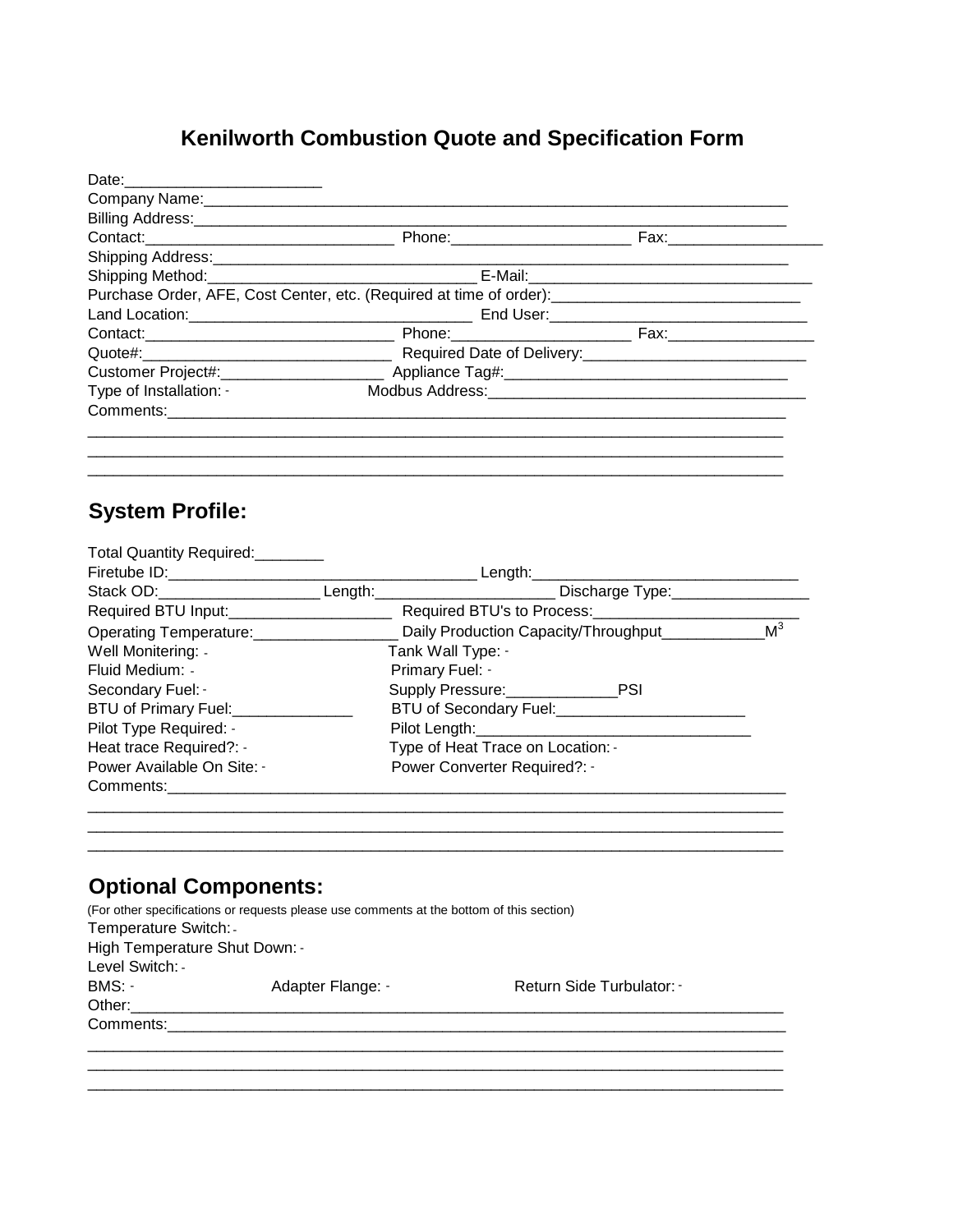# Kenilworth Combustion Quote and Specification Form

Date:______________________

Company Name:______________________________________________________________________

Billing Address:_____________________________________________________________________

Contact:____________________________ Phone:____________________ Fax:_________________

Shipping Address:____________________________________________________________________

Shipping Method:_______________________________ E-Mail:______________________________

Purchase Order, AFE, Cost Center, etc. (Required at time of order):____________________________

Land Location:________________________________ End User:_____________________________

Contact:____________________________ Phone:____________________ Fax:________________

Quote#:____________________________ Required Date of Delivery:__________________________

Customer Project#:__________________ Appliance Tag#:________________________________

Type of Installation: - Modbus Address:___________________________________

Comments:__________________________________________________________________________

______________________________________________________________________________

______________________________________________________________________________

______________________________________________________________________________

## System Profile:

Total Quantity Required:________

Firetube ID:___________________________________ Length:_____________________________

Stack OD:__________________ Length:____________________ Discharge Type:________________

Required BTU Input:__________________ Required BTU's to Process:________________________

Operating Temperature:________________ Daily Production Capacity/Throughput___________$M^3$

Well Monitering: -

Tank Wall Type: -

Fluid Medium: -

Primary Fuel: -

Secondary Fuel: -

Supply Pressure:_____________PSI

BTU of Primary Fuel:______________

BTU of Secondary Fuel:______________________

Pilot Type Required: -

Pilot Length:_______________________________

Heat trace Required?: -

Type of Heat Trace on Location: -

Power Available On Site: -

Power Converter Required?: -

Comments:__________________________________________________________________________

______________________________________________________________________________

______________________________________________________________________________

______________________________________________________________________________

## Optional Components:

(For other specifications or requests please use comments at the bottom of this section)

Temperature Switch: -

High Temperature Shut Down: -

Level Switch: -

BMS: - Adapter Flange: - Return Side Turbulator: -

Other:_____________________________________________________________________________

Comments:__________________________________________________________________________

______________________________________________________________________________

______________________________________________________________________________

______________________________________________________________________________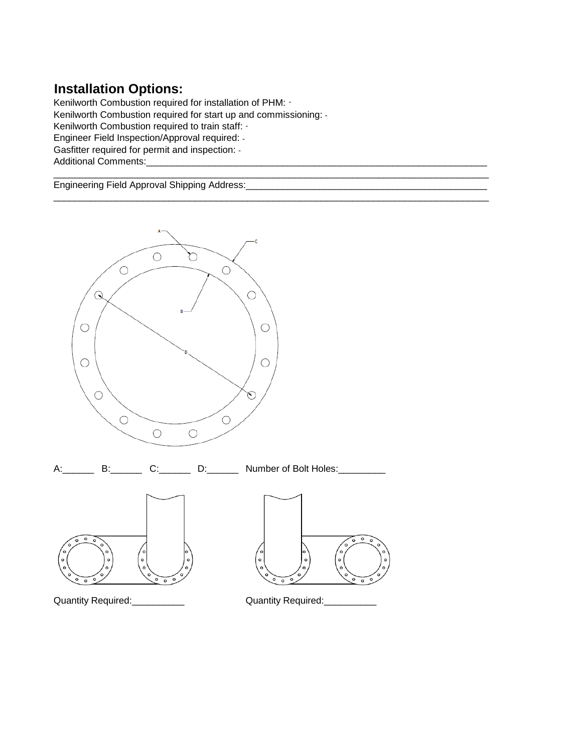## Installation Options:

Kenilworth Combustion required for installation of PHM: -
Kenilworth Combustion required for start up and commissioning: -
Kenilworth Combustion required to train staff: -
Engineer Field Inspection/Approval required: -
Gasfitter required for permit and inspection: -
Additional Comments:_________________________________________________________________
_____________________________________________________________________________________
Engineering Field Approval Shipping Address:___________________________________________
_____________________________________________________________________________________

A:______ B:______ C:______ D:______ Number of Bolt Holes:_________

Quantity Required:__________ Quantity Required:__________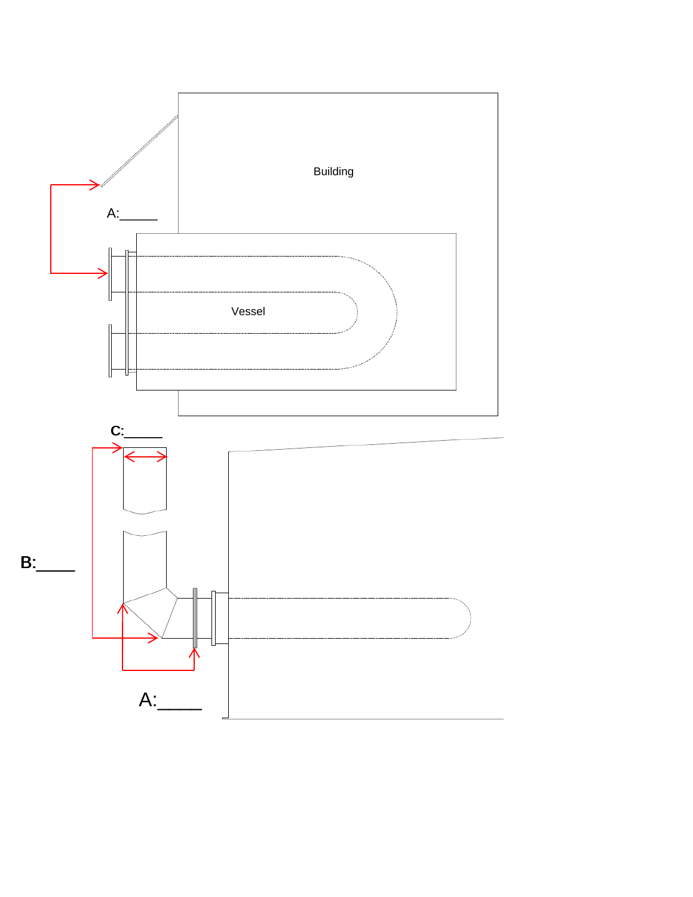Building

A:_____

Vessel

C:_____

B:____

A:____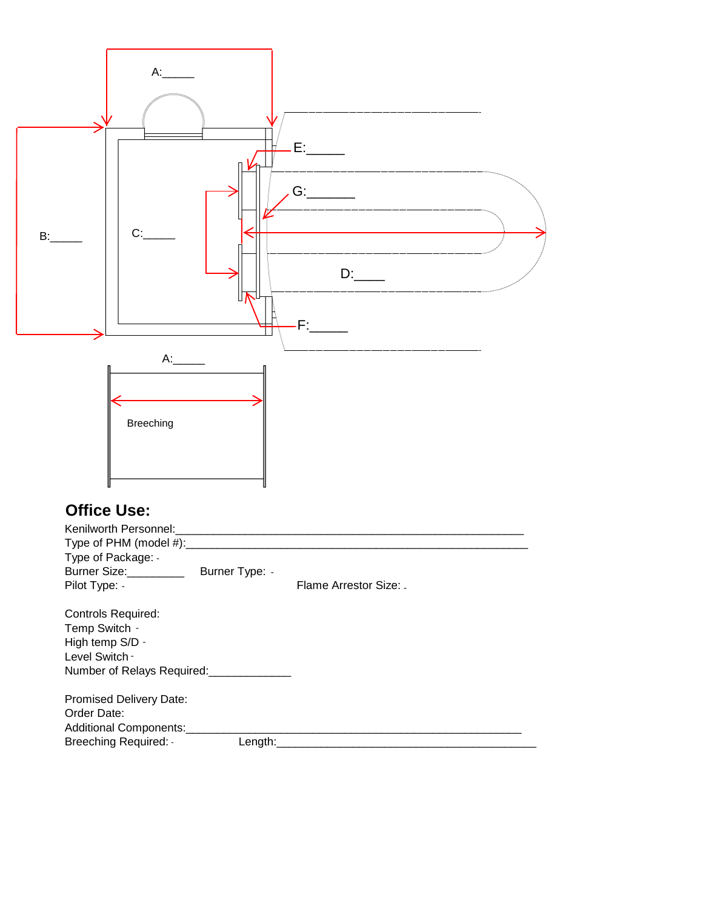A:_____

E:_____

G:______

B:_____

C:_____

D:____

F:_____

A:_____

Breeching

## Office Use:

Kenilworth Personnel:_______________________________________________________

Type of PHM (model #):______________________________________________________

Type of Package: -

Burner Size:_________ Burner Type: -

Pilot Type: - Flame Arrestor Size: -

Controls Required:

Temp Switch -

High temp S/D -

Level Switch -

Number of Relays Required:_____________

Promised Delivery Date:

Order Date:

Additional Components:______________________________________________________

Breeching Required: - Length:__________________________________________